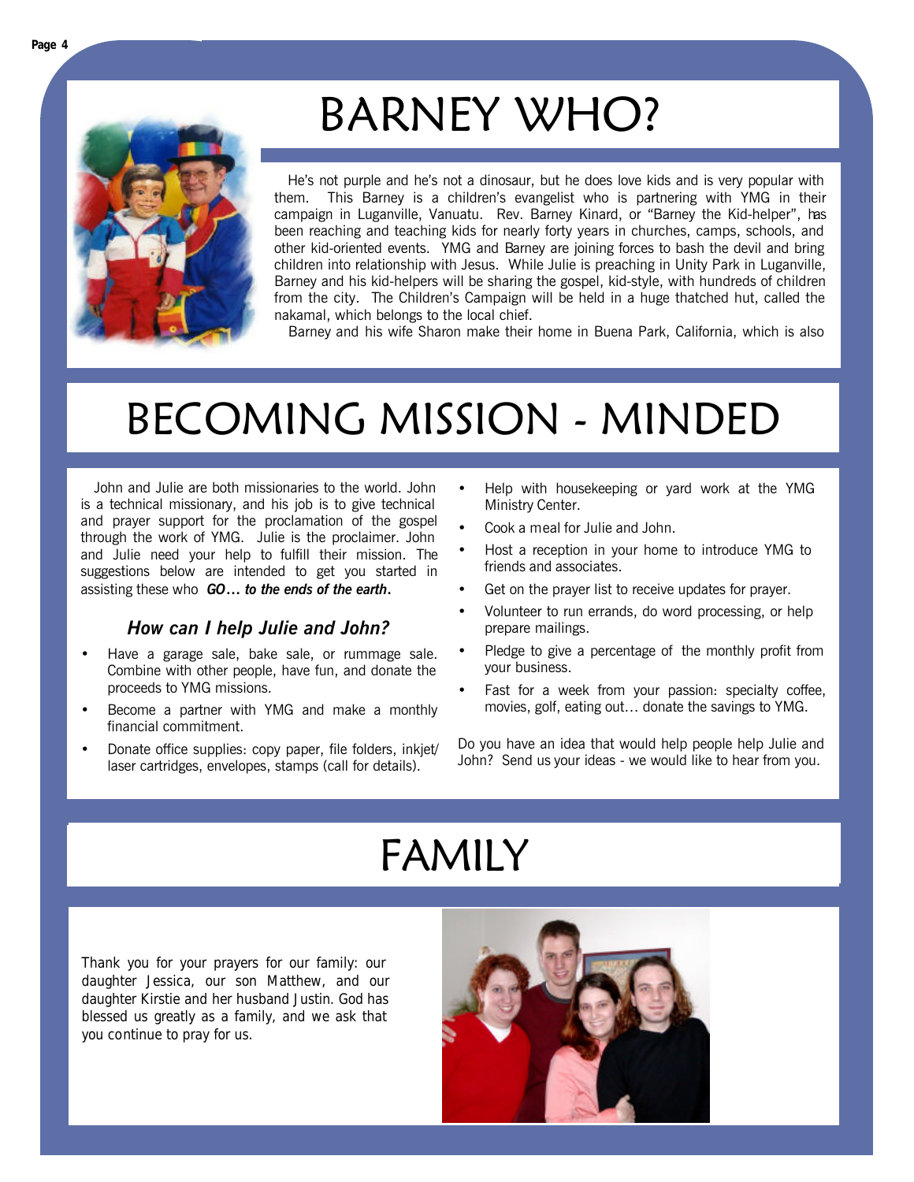# BARNEY WHO?

He's not purple and he's not a dinosaur, but he does love kids and is very popular with them. This Barney is a children's evangelist who is partnering with YMG in their campaign in Luganville, Vanuatu. Rev. Barney Kinard, or "Barney the Kid-helper", has been reaching and teaching kids for nearly forty years in churches, camps, schools, and other kid-oriented events. YMG and Barney are joining forces to bash the devil and bring children into relationship with Jesus. While Julie is preaching in Unity Park in Luganville, Barney and his kid-helpers will be sharing the gospel, kid-style, with hundreds of children from the city. The Children's Campaign will be held in a huge thatched hut, called the nakamal, which belongs to the local chief.

Barney and his wife Sharon make their home in Buena Park, California, which is also

# BECOMING MISSION - MINDED

John and Julie are both missionaries to the world. John is a technical missionary, and his job is to give technical and prayer support for the proclamation of the gospel through the work of YMG. Julie is the proclaimer. John and Julie need your help to fulfill their mission. The suggestions below are intended to get you started in assisting these who ***GO… to the ends of the earth*.**

### *How can I help Julie and John?*

- Have a garage sale, bake sale, or rummage sale. Combine with other people, have fun, and donate the proceeds to YMG missions.
- Become a partner with YMG and make a monthly financial commitment.
- Donate office supplies: copy paper, file folders, inkjet/laser cartridges, envelopes, stamps (call for details).
- Help with housekeeping or yard work at the YMG Ministry Center.
- Cook a meal for Julie and John.
- Host a reception in your home to introduce YMG to friends and associates.
- Get on the prayer list to receive updates for prayer.
- Volunteer to run errands, do word processing, or help prepare mailings.
- Pledge to give a percentage of the monthly profit from your business.
- Fast for a week from your passion: specialty coffee, movies, golf, eating out… donate the savings to YMG.

Do you have an idea that would help people help Julie and John? Send us your ideas - we would like to hear from you.

# FAMILY

Thank you for your prayers for our family: our daughter Jessica, our son Matthew, and our daughter Kirstie and her husband Justin. God has blessed us greatly as a family, and we ask that you continue to pray for us.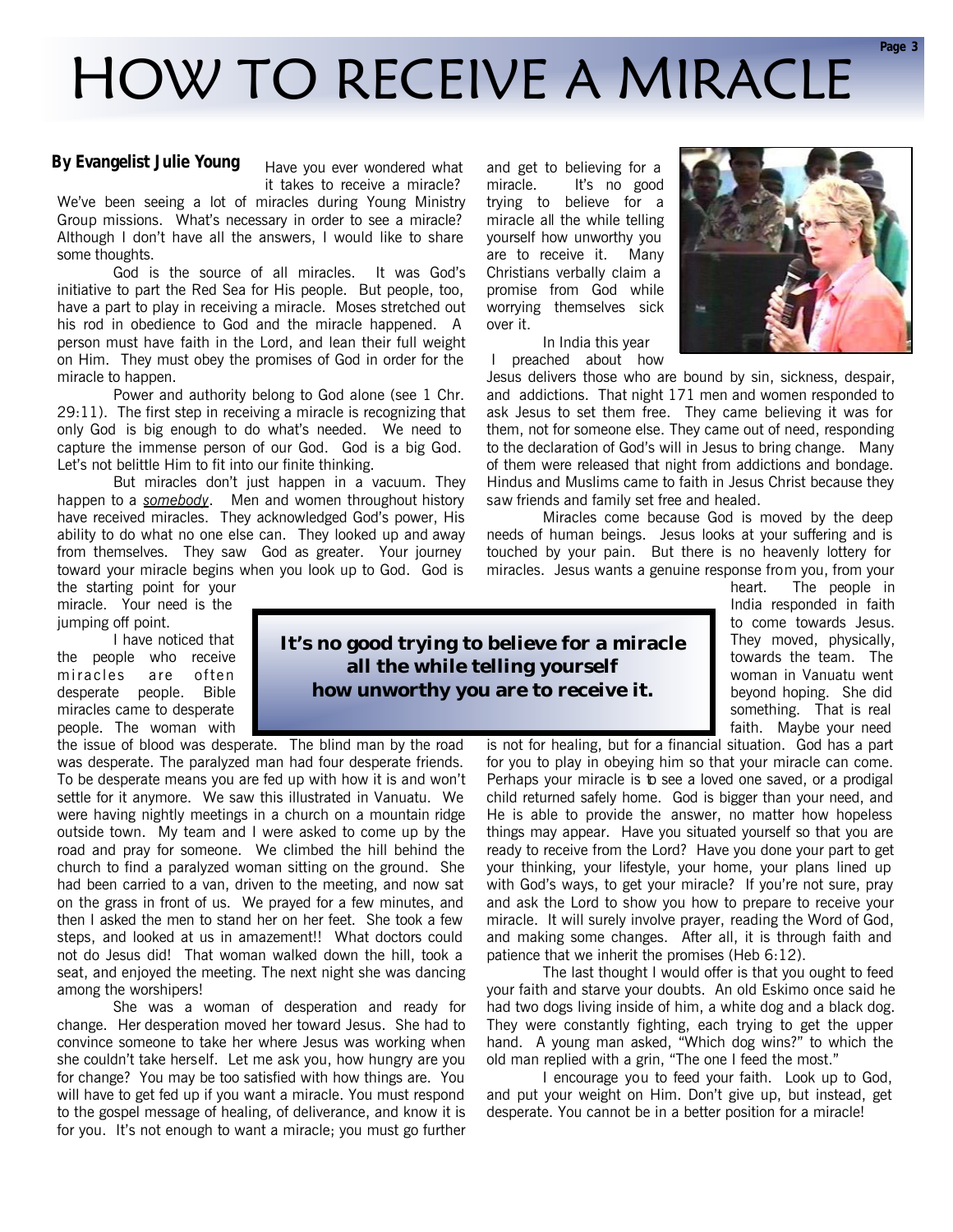# HOW TO RECEIVE A MIRACLE

**By Evangelist Julie Young**

Have you ever wondered what it takes to receive a miracle? We've been seeing a lot of miracles during Young Ministry Group missions. What's necessary in order to see a miracle? Although I don't have all the answers, I would like to share some thoughts.

God is the source of all miracles. It was God's initiative to part the Red Sea for His people. But people, too, have a part to play in receiving a miracle. Moses stretched out his rod in obedience to God and the miracle happened. A person must have faith in the Lord, and lean their full weight on Him. They must obey the promises of God in order for the miracle to happen.

Power and authority belong to God alone (see 1 Chr. 29:11). The first step in receiving a miracle is recognizing that only God is big enough to do what's needed. We need to capture the immense person of our God. God is a big God. Let's not belittle Him to fit into our finite thinking.

But miracles don't just happen in a vacuum. They happen to a *somebody*. Men and women throughout history have received miracles. They acknowledged God's power, His ability to do what no one else can. They looked up and away from themselves. They saw God as greater. Your journey toward your miracle begins when you look up to God. God is the starting point for your miracle. Your need is the jumping off point.

I have noticed that the people who receive miracles are often desperate people. Bible miracles came to desperate people. The woman with the issue of blood was desperate. The blind man by the road was desperate. The paralyzed man had four desperate friends. To be desperate means you are fed up with how it is and won't settle for it anymore. We saw this illustrated in Vanuatu. We were having nightly meetings in a church on a mountain ridge outside town. My team and I were asked to come up by the road and pray for someone. We climbed the hill behind the church to find a paralyzed woman sitting on the ground. She had been carried to a van, driven to the meeting, and now sat on the grass in front of us. We prayed for a few minutes, and then I asked the men to stand her on her feet. She took a few steps, and looked at us in amazement!! What doctors could not do Jesus did! That woman walked down the hill, took a seat, and enjoyed the meeting. The next night she was dancing among the worshipers!

She was a woman of desperation and ready for change. Her desperation moved her toward Jesus. She had to convince someone to take her where Jesus was working when she couldn't take herself. Let me ask you, how hungry are you for change? You may be too satisfied with how things are. You will have to get fed up if you want a miracle. You must respond to the gospel message of healing, of deliverance, and know it is for you. It's not enough to want a miracle; you must go further and get to believing for a miracle. It's no good trying to believe for a miracle all the while telling yourself how unworthy you are to receive it. Many Christians verbally claim a promise from God while worrying themselves sick over it.

> **It's no good trying to believe for a miracle all the while telling yourself how unworthy you are to receive it.**

In India this year I preached about how Jesus delivers those who are bound by sin, sickness, despair, and addictions. That night 171 men and women responded to ask Jesus to set them free. They came believing it was for them, not for someone else. They came out of need, responding to the declaration of God's will in Jesus to bring change. Many of them were released that night from addictions and bondage. Hindus and Muslims came to faith in Jesus Christ because they saw friends and family set free and healed.

Miracles come because God is moved by the deep needs of human beings. Jesus looks at your suffering and is touched by your pain. But there is no heavenly lottery for miracles. Jesus wants a genuine response from you, from your heart. The people in India responded in faith to come towards Jesus. They moved, physically, towards the team. The woman in Vanuatu went beyond hoping. She did something. That is real faith. Maybe your need is not for healing, but for a financial situation. God has a part for you to play in obeying him so that your miracle can come. Perhaps your miracle is to see a loved one saved, or a prodigal child returned safely home. God is bigger than your need, and He is able to provide the answer, no matter how hopeless things may appear. Have you situated yourself so that you are ready to receive from the Lord? Have you done your part to get your thinking, your lifestyle, your home, your plans lined up with God's ways, to get your miracle? If you're not sure, pray and ask the Lord to show you how to prepare to receive your miracle. It will surely involve prayer, reading the Word of God, and making some changes. After all, it is through faith and patience that we inherit the promises (Heb 6:12).

The last thought I would offer is that you ought to feed your faith and starve your doubts. An old Eskimo once said he had two dogs living inside of him, a white dog and a black dog. They were constantly fighting, each trying to get the upper hand. A young man asked, "Which dog wins?" to which the old man replied with a grin, "The one I feed the most."

I encourage you to feed your faith. Look up to God, and put your weight on Him. Don't give up, but instead, get desperate. You cannot be in a better position for a miracle!